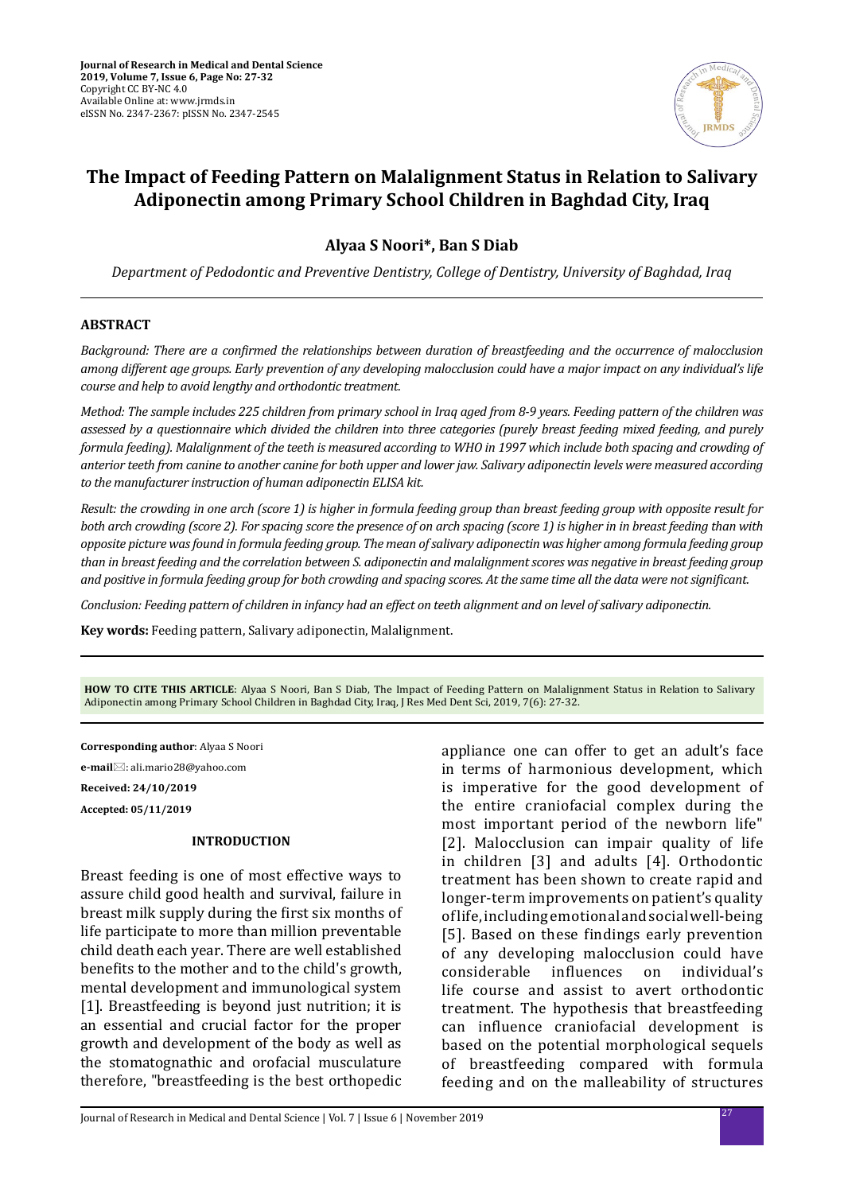# The Impact of Feeding Pattern on Malalignment Status in Relation to Salivary Adiponectin among Primary School Children in Baghdad City, Iraq

**Alyaa S Noori*, Ban S Diab**

*Department of Pedodontic and Preventive Dentistry, College of Dentistry, University of Baghdad, Iraq*

## ABSTRACT

*Background: There are a confirmed the relationships between duration of breastfeeding and the occurrence of malocclusion among different age groups. Early prevention of any developing malocclusion could have a major impact on any individual's life course and help to avoid lengthy and orthodontic treatment.*

*Method: The sample includes 225 children from primary school in Iraq aged from 8-9 years. Feeding pattern of the children was assessed by a questionnaire which divided the children into three categories (purely breast feeding mixed feeding, and purely formula feeding). Malalignment of the teeth is measured according to WHO in 1997 which include both spacing and crowding of anterior teeth from canine to another canine for both upper and lower jaw. Salivary adiponectin levels were measured according to the manufacturer instruction of human adiponectin ELISA kit.*

*Result: the crowding in one arch (score 1) is higher in formula feeding group than breast feeding group with opposite result for both arch crowding (score 2). For spacing score the presence of on arch spacing (score 1) is higher in in breast feeding than with opposite picture was found in formula feeding group. The mean of salivary adiponectin was higher among formula feeding group than in breast feeding and the correlation between S. adiponectin and malalignment scores was negative in breast feeding group and positive in formula feeding group for both crowding and spacing scores. At the same time all the data were not significant.*

*Conclusion: Feeding pattern of children in infancy had an effect on teeth alignment and on level of salivary adiponectin.*

**Key words:** Feeding pattern, Salivary adiponectin, Malalignment.

**HOW TO CITE THIS ARTICLE**: Alyaa S Noori, Ban S Diab, The Impact of Feeding Pattern on Malalignment Status in Relation to Salivary Adiponectin among Primary School Children in Baghdad City, Iraq, J Res Med Dent Sci, 2019, 7(6): 27-32.

**Corresponding author**: Alyaa S Noori

**e-mail**: ali.mario28@yahoo.com

**Received: 24/10/2019**

**Accepted: 05/11/2019**

## INTRODUCTION

Breast feeding is one of most effective ways to assure child good health and survival, failure in breast milk supply during the first six months of life participate to more than million preventable child death each year. There are well established benefits to the mother and to the child's growth, mental development and immunological system [1]. Breastfeeding is beyond just nutrition; it is an essential and crucial factor for the proper growth and development of the body as well as the stomatognathic and orofacial musculature therefore, "breastfeeding is the best orthopedic appliance one can offer to get an adult's face in terms of harmonious development, which is imperative for the good development of the entire craniofacial complex during the most important period of the newborn life" [2]. Malocclusion can impair quality of life in children [3] and adults [4]. Orthodontic treatment has been shown to create rapid and longer-term improvements on patient's quality of life, including emotional and social well-being [5]. Based on these findings early prevention of any developing malocclusion could have considerable influences on individual's life course and assist to avert orthodontic treatment. The hypothesis that breastfeeding can influence craniofacial development is based on the potential morphological sequels of breastfeeding compared with formula feeding and on the malleability of structures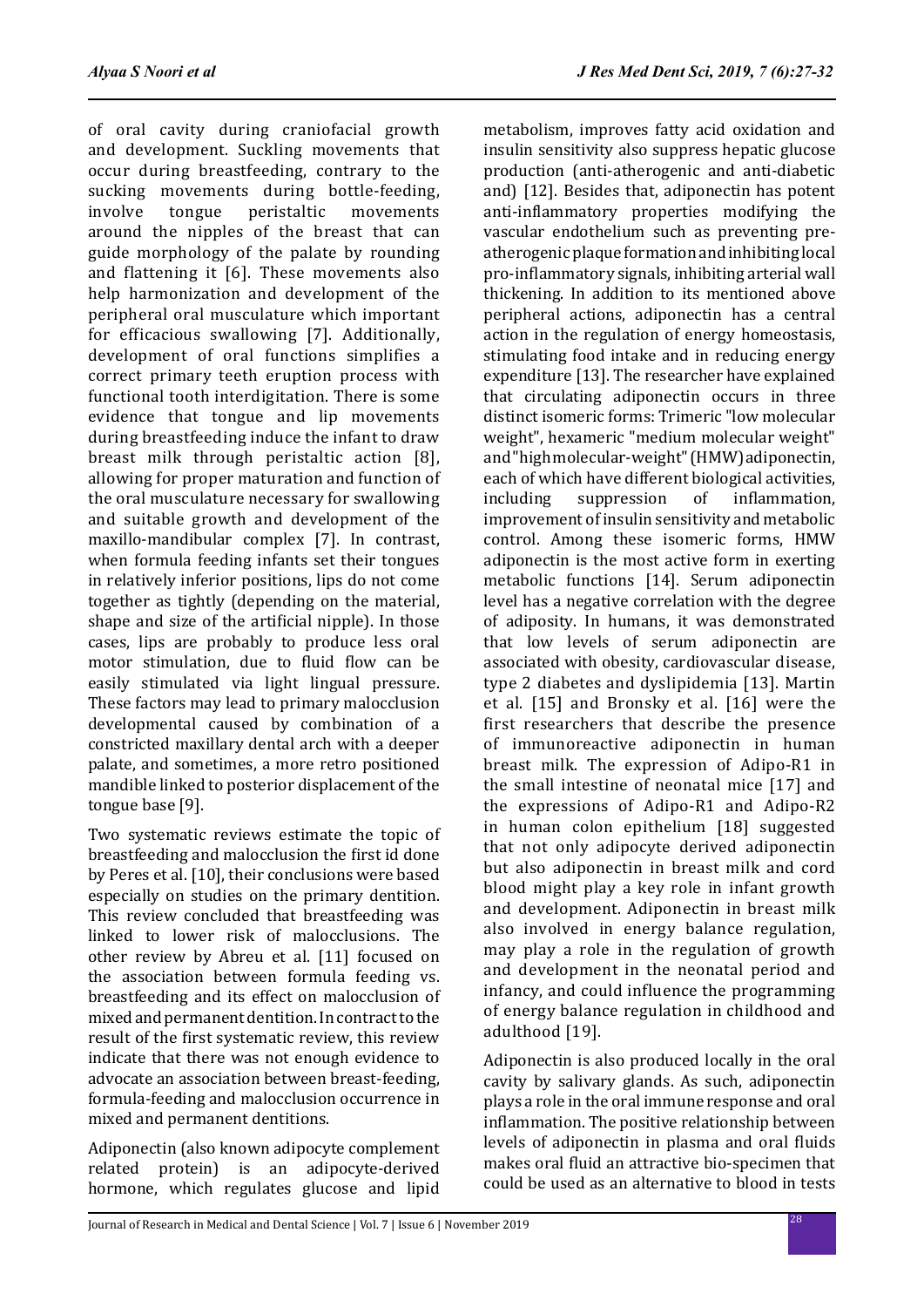of oral cavity during craniofacial growth and development. Suckling movements that occur during breastfeeding, contrary to the sucking movements during bottle-feeding, involve tongue peristaltic movements around the nipples of the breast that can guide morphology of the palate by rounding and flattening it [6]. These movements also help harmonization and development of the peripheral oral musculature which important for efficacious swallowing [7]. Additionally, development of oral functions simplifies a correct primary teeth eruption process with functional tooth interdigitation. There is some evidence that tongue and lip movements during breastfeeding induce the infant to draw breast milk through peristaltic action [8], allowing for proper maturation and function of the oral musculature necessary for swallowing and suitable growth and development of the maxillo-mandibular complex [7]. In contrast, when formula feeding infants set their tongues in relatively inferior positions, lips do not come together as tightly (depending on the material, shape and size of the artificial nipple). In those cases, lips are probably to produce less oral motor stimulation, due to fluid flow can be easily stimulated via light lingual pressure. These factors may lead to primary malocclusion developmental caused by combination of a constricted maxillary dental arch with a deeper palate, and sometimes, a more retro positioned mandible linked to posterior displacement of the tongue base [9].

Two systematic reviews estimate the topic of breastfeeding and malocclusion the first id done by Peres et al. [10], their conclusions were based especially on studies on the primary dentition. This review concluded that breastfeeding was linked to lower risk of malocclusions. The other review by Abreu et al. [11] focused on the association between formula feeding vs. breastfeeding and its effect on malocclusion of mixed and permanent dentition. In contract to the result of the first systematic review, this review indicate that there was not enough evidence to advocate an association between breast-feeding, formula-feeding and malocclusion occurrence in mixed and permanent dentitions.

Adiponectin (also known adipocyte complement related protein) is an adipocyte-derived hormone, which regulates glucose and lipid metabolism, improves fatty acid oxidation and insulin sensitivity also suppress hepatic glucose production (anti-atherogenic and anti-diabetic and) [12]. Besides that, adiponectin has potent anti-inflammatory properties modifying the vascular endothelium such as preventing pre-atherogenic plaque formation and inhibiting local pro-inflammatory signals, inhibiting arterial wall thickening. In addition to its mentioned above peripheral actions, adiponectin has a central action in the regulation of energy homeostasis, stimulating food intake and in reducing energy expenditure [13]. The researcher have explained that circulating adiponectin occurs in three distinct isomeric forms: Trimeric "low molecular weight", hexameric "medium molecular weight" and "high molecular-weight" (HMW) adiponectin, each of which have different biological activities, including suppression of inflammation, improvement of insulin sensitivity and metabolic control. Among these isomeric forms, HMW adiponectin is the most active form in exerting metabolic functions [14]. Serum adiponectin level has a negative correlation with the degree of adiposity. In humans, it was demonstrated that low levels of serum adiponectin are associated with obesity, cardiovascular disease, type 2 diabetes and dyslipidemia [13]. Martin et al. [15] and Bronsky et al. [16] were the first researchers that describe the presence of immunoreactive adiponectin in human breast milk. The expression of Adipo-R1 in the small intestine of neonatal mice [17] and the expressions of Adipo-R1 and Adipo-R2 in human colon epithelium [18] suggested that not only adipocyte derived adiponectin but also adiponectin in breast milk and cord blood might play a key role in infant growth and development. Adiponectin in breast milk also involved in energy balance regulation, may play a role in the regulation of growth and development in the neonatal period and infancy, and could influence the programming of energy balance regulation in childhood and adulthood [19].

Adiponectin is also produced locally in the oral cavity by salivary glands. As such, adiponectin plays a role in the oral immune response and oral inflammation. The positive relationship between levels of adiponectin in plasma and oral fluids makes oral fluid an attractive bio-specimen that could be used as an alternative to blood in tests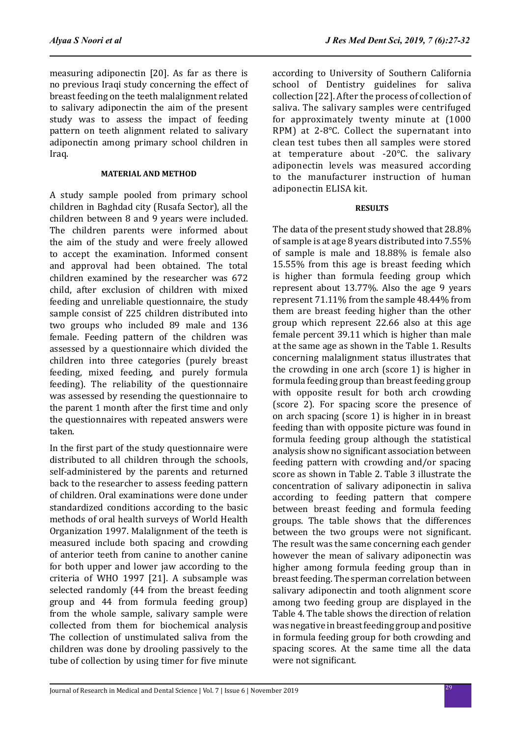measuring adiponectin [20]. As far as there is no previous Iraqi study concerning the effect of breast feeding on the teeth malalignment related to salivary adiponectin the aim of the present study was to assess the impact of feeding pattern on teeth alignment related to salivary adiponectin among primary school children in Iraq.

#### MATERIAL AND METHOD

A study sample pooled from primary school children in Baghdad city (Rusafa Sector), all the children between 8 and 9 years were included. The children parents were informed about the aim of the study and were freely allowed to accept the examination. Informed consent and approval had been obtained. The total children examined by the researcher was 672 child, after exclusion of children with mixed feeding and unreliable questionnaire, the study sample consist of 225 children distributed into two groups who included 89 male and 136 female. Feeding pattern of the children was assessed by a questionnaire which divided the children into three categories (purely breast feeding, mixed feeding, and purely formula feeding). The reliability of the questionnaire was assessed by resending the questionnaire to the parent 1 month after the first time and only the questionnaires with repeated answers were taken.

In the first part of the study questionnaire were distributed to all children through the schools, self-administered by the parents and returned back to the researcher to assess feeding pattern of children. Oral examinations were done under standardized conditions according to the basic methods of oral health surveys of World Health Organization 1997. Malalignment of the teeth is measured include both spacing and crowding of anterior teeth from canine to another canine for both upper and lower jaw according to the criteria of WHO 1997 [21]. A subsample was selected randomly (44 from the breast feeding group and 44 from formula feeding group) from the whole sample, salivary sample were collected from them for biochemical analysis The collection of unstimulated saliva from the children was done by drooling passively to the tube of collection by using timer for five minute according to University of Southern California school of Dentistry guidelines for saliva collection [22]. After the process of collection of saliva. The salivary samples were centrifuged for approximately twenty minute at (1000 RPM) at 2-8°C. Collect the supernatant into clean test tubes then all samples were stored at temperature about -20°C. the salivary adiponectin levels was measured according to the manufacturer instruction of human adiponectin ELISA kit.

#### RESULTS

The data of the present study showed that 28.8% of sample is at age 8 years distributed into 7.55% of sample is male and 18.88% is female also 15.55% from this age is breast feeding which is higher than formula feeding group which represent about 13.77%. Also the age 9 years represent 71.11% from the sample 48.44% from them are breast feeding higher than the other group which represent 22.66 also at this age female percent 39.11 which is higher than male at the same age as shown in the Table 1. Results concerning malalignment status illustrates that the crowding in one arch (score 1) is higher in formula feeding group than breast feeding group with opposite result for both arch crowding (score 2). For spacing score the presence of on arch spacing (score 1) is higher in in breast feeding than with opposite picture was found in formula feeding group although the statistical analysis show no significant association between feeding pattern with crowding and/or spacing score as shown in Table 2. Table 3 illustrate the concentration of salivary adiponectin in saliva according to feeding pattern that compere between breast feeding and formula feeding groups. The table shows that the differences between the two groups were not significant. The result was the same concerning each gender however the mean of salivary adiponectin was higher among formula feeding group than in breast feeding. The sperman correlation between salivary adiponectin and tooth alignment score among two feeding group are displayed in the Table 4. The table shows the direction of relation was negative in breast feeding group and positive in formula feeding group for both crowding and spacing scores. At the same time all the data were not significant.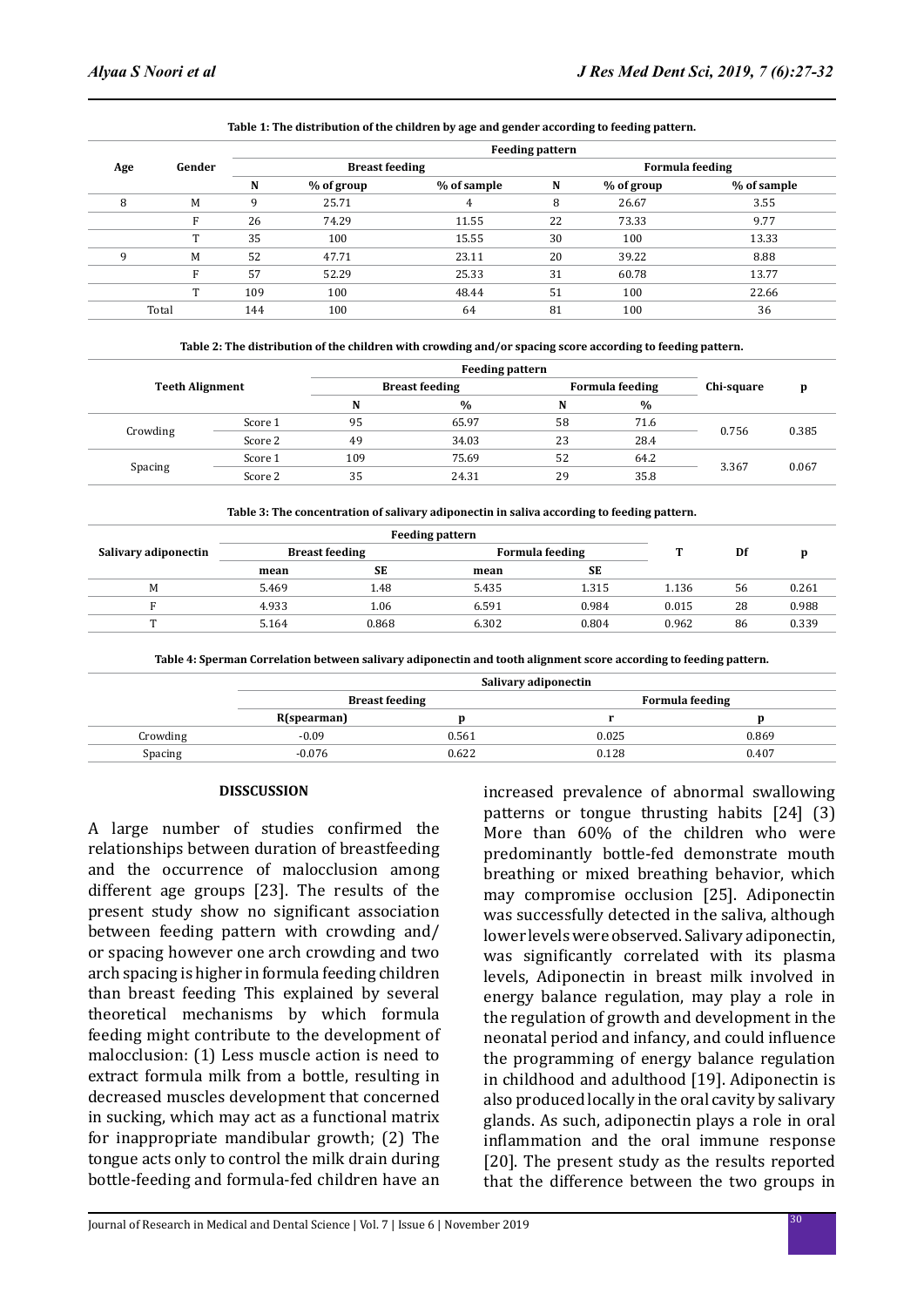**Table 1: The distribution of the children by age and gender according to feeding pattern.**

| Age | Gender | Feeding pattern | | | | | |
|---|---|---|---|---|---|---|---|
| | | Breast feeding | | | Formula feeding | | |
| | | N | % of group | % of sample | N | % of group | % of sample |
| 8 | M | 9 | 25.71 | 4 | 8 | 26.67 | 3.55 |
| | F | 26 | 74.29 | 11.55 | 22 | 73.33 | 9.77 |
| | T | 35 | 100 | 15.55 | 30 | 100 | 13.33 |
| 9 | M | 52 | 47.71 | 23.11 | 20 | 39.22 | 8.88 |
| | F | 57 | 52.29 | 25.33 | 31 | 60.78 | 13.77 |
| | T | 109 | 100 | 48.44 | 51 | 100 | 22.66 |
| Total | | 144 | 100 | 64 | 81 | 100 | 36 |

**Table 2: The distribution of the children with crowding and/or spacing score according to feeding pattern.**

| Teeth Alignment | | Feeding pattern | | | | Chi-square | p |
|---|---|---|---|---|---|---|---|
| | | Breast feeding | | Formula feeding | | | |
| | | N | % | N | % | | |
| Crowding | Score 1 | 95 | 65.97 | 58 | 71.6 | 0.756 | 0.385 |
| | Score 2 | 49 | 34.03 | 23 | 28.4 | | |
| Spacing | Score 1 | 109 | 75.69 | 52 | 64.2 | 3.367 | 0.067 |
| | Score 2 | 35 | 24.31 | 29 | 35.8 | | |

**Table 3: The concentration of salivary adiponectin in saliva according to feeding pattern.**

| Salivary adiponectin | Feeding pattern | | | | T | Df | p |
|---|---|---|---|---|---|---|---|
| | Breast feeding | | Formula feeding | | | | |
| | mean | SE | mean | SE | | | |
| M | 5.469 | 1.48 | 5.435 | 1.315 | 1.136 | 56 | 0.261 |
| F | 4.933 | 1.06 | 6.591 | 0.984 | 0.015 | 28 | 0.988 |
| T | 5.164 | 0.868 | 6.302 | 0.804 | 0.962 | 86 | 0.339 |

**Table 4: Sperman Correlation between salivary adiponectin and tooth alignment score according to feeding pattern.**

| | Salivary adiponectin | | | |
|---|---|---|---|---|
| | Breast feeding | | Formula feeding | |
| | R(spearman) | p | r | p |
| Crowding | -0.09 | 0.561 | 0.025 | 0.869 |
| Spacing | -0.076 | 0.622 | 0.128 | 0.407 |

## DISSCUSSION

A large number of studies confirmed the relationships between duration of breastfeeding and the occurrence of malocclusion among different age groups [23]. The results of the present study show no significant association between feeding pattern with crowding and/or spacing however one arch crowding and two arch spacing is higher in formula feeding children than breast feeding This explained by several theoretical mechanisms by which formula feeding might contribute to the development of malocclusion: (1) Less muscle action is need to extract formula milk from a bottle, resulting in decreased muscles development that concerned in sucking, which may act as a functional matrix for inappropriate mandibular growth; (2) The tongue acts only to control the milk drain during bottle-feeding and formula-fed children have an increased prevalence of abnormal swallowing patterns or tongue thrusting habits [24] (3) More than 60% of the children who were predominantly bottle-fed demonstrate mouth breathing or mixed breathing behavior, which may compromise occlusion [25]. Adiponectin was successfully detected in the saliva, although lower levels were observed. Salivary adiponectin, was significantly correlated with its plasma levels, Adiponectin in breast milk involved in energy balance regulation, may play a role in the regulation of growth and development in the neonatal period and infancy, and could influence the programming of energy balance regulation in childhood and adulthood [19]. Adiponectin is also produced locally in the oral cavity by salivary glands. As such, adiponectin plays a role in oral inflammation and the oral immune response [20]. The present study as the results reported that the difference between the two groups in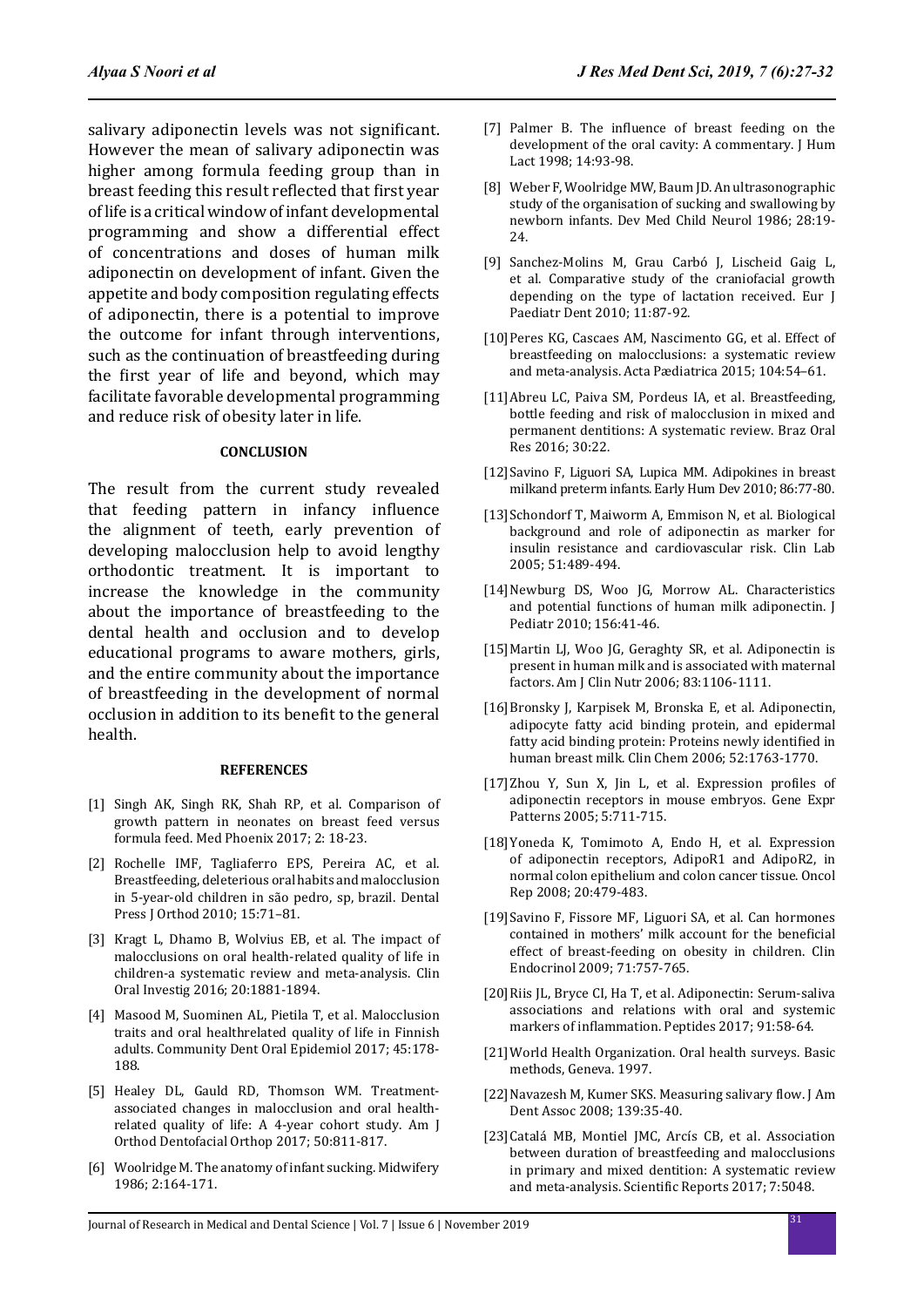salivary adiponectin levels was not significant. However the mean of salivary adiponectin was higher among formula feeding group than in breast feeding this result reflected that first year of life is a critical window of infant developmental programming and show a differential effect of concentrations and doses of human milk adiponectin on development of infant. Given the appetite and body composition regulating effects of adiponectin, there is a potential to improve the outcome for infant through interventions, such as the continuation of breastfeeding during the first year of life and beyond, which may facilitate favorable developmental programming and reduce risk of obesity later in life.

## CONCLUSION

The result from the current study revealed that feeding pattern in infancy influence the alignment of teeth, early prevention of developing malocclusion help to avoid lengthy orthodontic treatment. It is important to increase the knowledge in the community about the importance of breastfeeding to the dental health and occlusion and to develop educational programs to aware mothers, girls, and the entire community about the importance of breastfeeding in the development of normal occlusion in addition to its benefit to the general health.

## REFERENCES

[1] Singh AK, Singh RK, Shah RP, et al. Comparison of growth pattern in neonates on breast feed versus formula feed. Med Phoenix 2017; 2: 18-23.

[2] Rochelle IMF, Tagliaferro EPS, Pereira AC, et al. Breastfeeding, deleterious oral habits and malocclusion in 5-year-old children in são pedro, sp, brazil. Dental Press J Orthod 2010; 15:71–81.

[3] Kragt L, Dhamo B, Wolvius EB, et al. The impact of malocclusions on oral health-related quality of life in children-a systematic review and meta-analysis. Clin Oral Investig 2016; 20:1881-1894.

[4] Masood M, Suominen AL, Pietila T, et al. Malocclusion traits and oral healthrelated quality of life in Finnish adults. Community Dent Oral Epidemiol 2017; 45:178-188.

[5] Healey DL, Gauld RD, Thomson WM. Treatment-associated changes in malocclusion and oral health-related quality of life: A 4-year cohort study. Am J Orthod Dentofacial Orthop 2017; 50:811-817.

[6] Woolridge M. The anatomy of infant sucking. Midwifery 1986; 2:164-171.

[7] Palmer B. The influence of breast feeding on the development of the oral cavity: A commentary. J Hum Lact 1998; 14:93-98.

[8] Weber F, Woolridge MW, Baum JD. An ultrasonographic study of the organisation of sucking and swallowing by newborn infants. Dev Med Child Neurol 1986; 28:19-24.

[9] Sanchez-Molins M, Grau Carbó J, Lischeid Gaig L, et al. Comparative study of the craniofacial growth depending on the type of lactation received. Eur J Paediatr Dent 2010; 11:87-92.

[10] Peres KG, Cascaes AM, Nascimento GG, et al. Effect of breastfeeding on malocclusions: a systematic review and meta-analysis. Acta Pædiatrica 2015; 104:54–61.

[11] Abreu LC, Paiva SM, Pordeus IA, et al. Breastfeeding, bottle feeding and risk of malocclusion in mixed and permanent dentitions: A systematic review. Braz Oral Res 2016; 30:22.

[12] Savino F, Liguori SA, Lupica MM. Adipokines in breast milkand preterm infants. Early Hum Dev 2010; 86:77-80.

[13] Schondorf T, Maiworm A, Emmison N, et al. Biological background and role of adiponectin as marker for insulin resistance and cardiovascular risk. Clin Lab 2005; 51:489-494.

[14] Newburg DS, Woo JG, Morrow AL. Characteristics and potential functions of human milk adiponectin. J Pediatr 2010; 156:41-46.

[15] Martin LJ, Woo JG, Geraghty SR, et al. Adiponectin is present in human milk and is associated with maternal factors. Am J Clin Nutr 2006; 83:1106-1111.

[16] Bronsky J, Karpisek M, Bronska E, et al. Adiponectin, adipocyte fatty acid binding protein, and epidermal fatty acid binding protein: Proteins newly identified in human breast milk. Clin Chem 2006; 52:1763-1770.

[17] Zhou Y, Sun X, Jin L, et al. Expression profiles of adiponectin receptors in mouse embryos. Gene Expr Patterns 2005; 5:711-715.

[18] Yoneda K, Tomimoto A, Endo H, et al. Expression of adiponectin receptors, AdipoR1 and AdipoR2, in normal colon epithelium and colon cancer tissue. Oncol Rep 2008; 20:479-483.

[19] Savino F, Fissore MF, Liguori SA, et al. Can hormones contained in mothers' milk account for the beneficial effect of breast-feeding on obesity in children. Clin Endocrinol 2009; 71:757-765.

[20] Riis JL, Bryce CI, Ha T, et al. Adiponectin: Serum-saliva associations and relations with oral and systemic markers of inflammation. Peptides 2017; 91:58-64.

[21] World Health Organization. Oral health surveys. Basic methods, Geneva. 1997.

[22] Navazesh M, Kumer SKS. Measuring salivary flow. J Am Dent Assoc 2008; 139:35-40.

[23] Catalá MB, Montiel JMC, Arcís CB, et al. Association between duration of breastfeeding and malocclusions in primary and mixed dentition: A systematic review and meta-analysis. Scientific Reports 2017; 7:5048.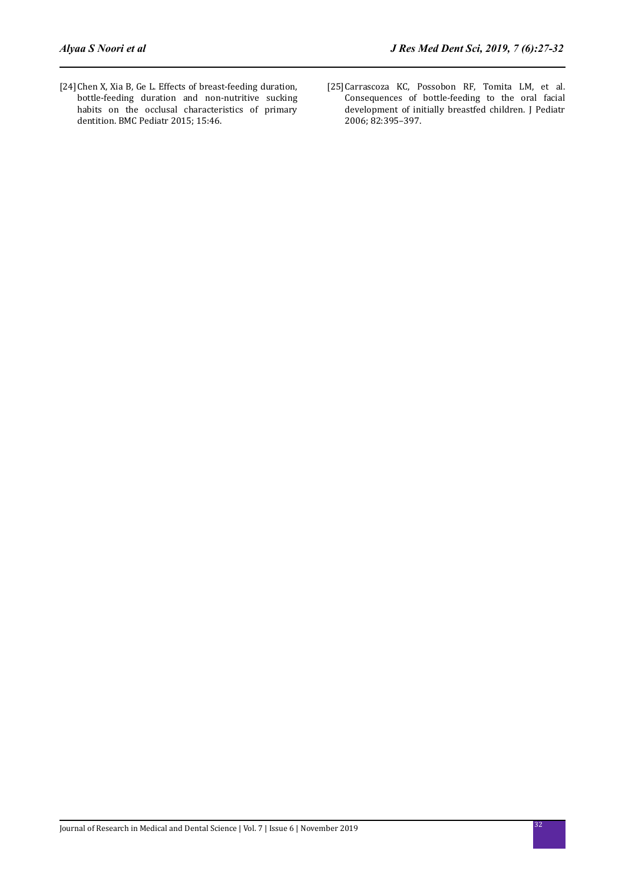[24] Chen X, Xia B, Ge L. Effects of breast-feeding duration, bottle-feeding duration and non-nutritive sucking habits on the occlusal characteristics of primary dentition. BMC Pediatr 2015; 15:46.

[25] Carrascoza KC, Possobon RF, Tomita LM, et al. Consequences of bottle-feeding to the oral facial development of initially breastfed children. J Pediatr 2006; 82:395–397.